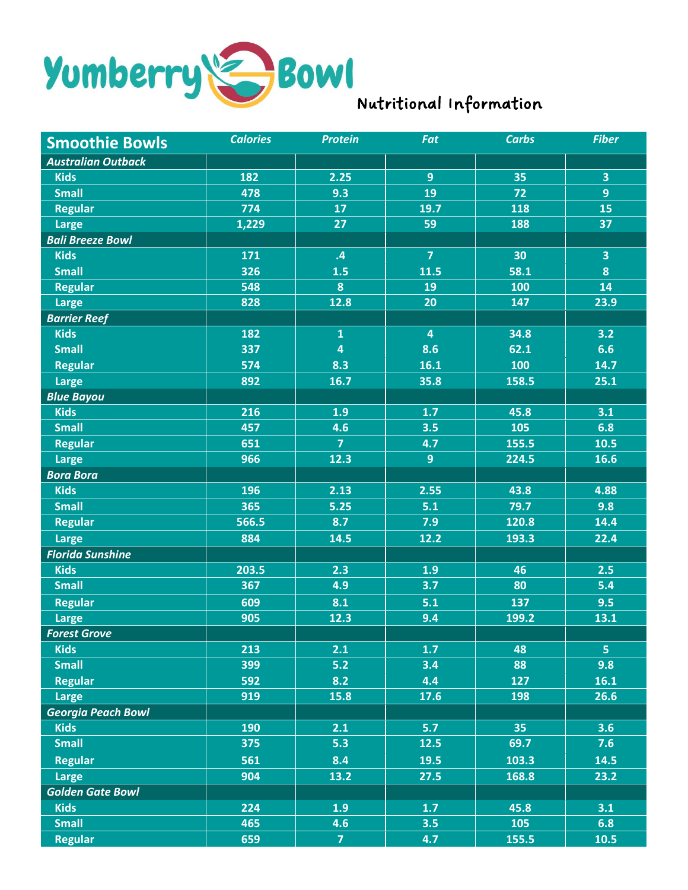# Yumberry Bowl

## Nutritional Information

| Smoothie Bowls | Calories | Protein | Fat | Carbs | Fiber |
|---|---|---|---|---|---|
| ***Australian Outback*** | | | | | |
| Kids | 182 | 2.25 | 9 | 35 | 3 |
| Small | 478 | 9.3 | 19 | 72 | 9 |
| Regular | 774 | 17 | 19.7 | 118 | 15 |
| Large | 1,229 | 27 | 59 | 188 | 37 |
| ***Bali Breeze Bowl*** | | | | | |
| Kids | 171 | .4 | 7 | 30 | 3 |
| Small | 326 | 1.5 | 11.5 | 58.1 | 8 |
| Regular | 548 | 8 | 19 | 100 | 14 |
| Large | 828 | 12.8 | 20 | 147 | 23.9 |
| ***Barrier Reef*** | | | | | |
| Kids | 182 | 1 | 4 | 34.8 | 3.2 |
| Small | 337 | 4 | 8.6 | 62.1 | 6.6 |
| Regular | 574 | 8.3 | 16.1 | 100 | 14.7 |
| Large | 892 | 16.7 | 35.8 | 158.5 | 25.1 |
| ***Blue Bayou*** | | | | | |
| Kids | 216 | 1.9 | 1.7 | 45.8 | 3.1 |
| Small | 457 | 4.6 | 3.5 | 105 | 6.8 |
| Regular | 651 | 7 | 4.7 | 155.5 | 10.5 |
| Large | 966 | 12.3 | 9 | 224.5 | 16.6 |
| ***Bora Bora*** | | | | | |
| Kids | 196 | 2.13 | 2.55 | 43.8 | 4.88 |
| Small | 365 | 5.25 | 5.1 | 79.7 | 9.8 |
| Regular | 566.5 | 8.7 | 7.9 | 120.8 | 14.4 |
| Large | 884 | 14.5 | 12.2 | 193.3 | 22.4 |
| ***Florida Sunshine*** | | | | | |
| Kids | 203.5 | 2.3 | 1.9 | 46 | 2.5 |
| Small | 367 | 4.9 | 3.7 | 80 | 5.4 |
| Regular | 609 | 8.1 | 5.1 | 137 | 9.5 |
| Large | 905 | 12.3 | 9.4 | 199.2 | 13.1 |
| ***Forest Grove*** | | | | | |
| Kids | 213 | 2.1 | 1.7 | 48 | 5 |
| Small | 399 | 5.2 | 3.4 | 88 | 9.8 |
| Regular | 592 | 8.2 | 4.4 | 127 | 16.1 |
| Large | 919 | 15.8 | 17.6 | 198 | 26.6 |
| ***Georgia Peach Bowl*** | | | | | |
| Kids | 190 | 2.1 | 5.7 | 35 | 3.6 |
| Small | 375 | 5.3 | 12.5 | 69.7 | 7.6 |
| Regular | 561 | 8.4 | 19.5 | 103.3 | 14.5 |
| Large | 904 | 13.2 | 27.5 | 168.8 | 23.2 |
| ***Golden Gate Bowl*** | | | | | |
| Kids | 224 | 1.9 | 1.7 | 45.8 | 3.1 |
| Small | 465 | 4.6 | 3.5 | 105 | 6.8 |
| Regular | 659 | 7 | 4.7 | 155.5 | 10.5 |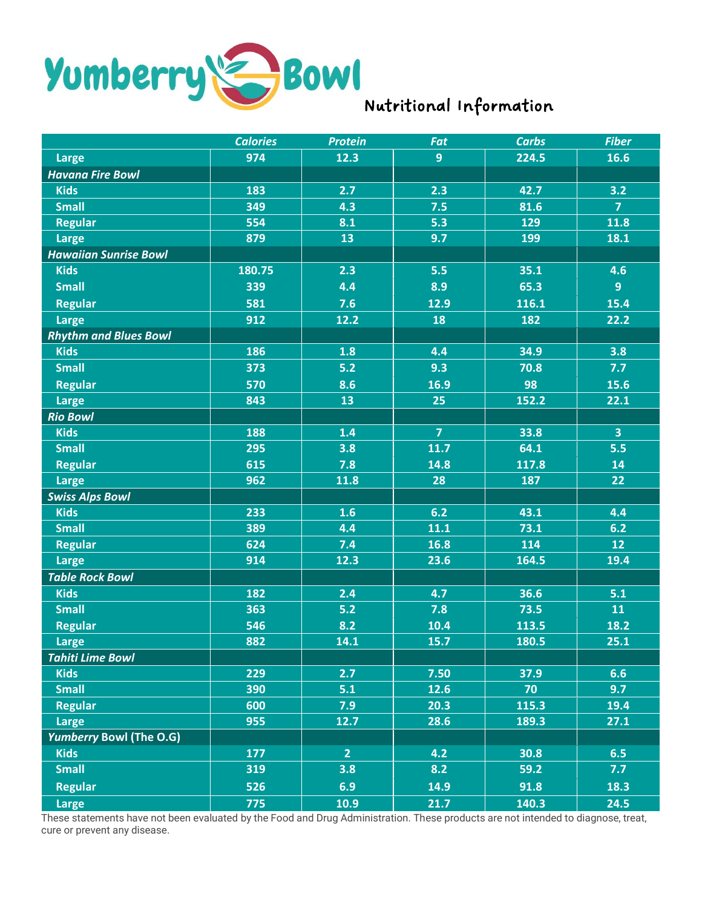# Yumberry Bowl

## Nutritional Information

| | Calories | Protein | Fat | Carbs | Fiber |
|---|---|---|---|---|---|
| Large | 974 | 12.3 | 9 | 224.5 | 16.6 |
| ***Havana Fire Bowl*** | | | | | |
| Kids | 183 | 2.7 | 2.3 | 42.7 | 3.2 |
| Small | 349 | 4.3 | 7.5 | 81.6 | 7 |
| Regular | 554 | 8.1 | 5.3 | 129 | 11.8 |
| Large | 879 | 13 | 9.7 | 199 | 18.1 |
| ***Hawaiian Sunrise Bowl*** | | | | | |
| Kids | 180.75 | 2.3 | 5.5 | 35.1 | 4.6 |
| Small | 339 | 4.4 | 8.9 | 65.3 | 9 |
| Regular | 581 | 7.6 | 12.9 | 116.1 | 15.4 |
| Large | 912 | 12.2 | 18 | 182 | 22.2 |
| ***Rhythm and Blues Bowl*** | | | | | |
| Kids | 186 | 1.8 | 4.4 | 34.9 | 3.8 |
| Small | 373 | 5.2 | 9.3 | 70.8 | 7.7 |
| Regular | 570 | 8.6 | 16.9 | 98 | 15.6 |
| Large | 843 | 13 | 25 | 152.2 | 22.1 |
| ***Rio Bowl*** | | | | | |
| Kids | 188 | 1.4 | 7 | 33.8 | 3 |
| Small | 295 | 3.8 | 11.7 | 64.1 | 5.5 |
| Regular | 615 | 7.8 | 14.8 | 117.8 | 14 |
| Large | 962 | 11.8 | 28 | 187 | 22 |
| ***Swiss Alps Bowl*** | | | | | |
| Kids | 233 | 1.6 | 6.2 | 43.1 | 4.4 |
| Small | 389 | 4.4 | 11.1 | 73.1 | 6.2 |
| Regular | 624 | 7.4 | 16.8 | 114 | 12 |
| Large | 914 | 12.3 | 23.6 | 164.5 | 19.4 |
| ***Table Rock Bowl*** | | | | | |
| Kids | 182 | 2.4 | 4.7 | 36.6 | 5.1 |
| Small | 363 | 5.2 | 7.8 | 73.5 | 11 |
| Regular | 546 | 8.2 | 10.4 | 113.5 | 18.2 |
| Large | 882 | 14.1 | 15.7 | 180.5 | 25.1 |
| ***Tahiti Lime Bowl*** | | | | | |
| Kids | 229 | 2.7 | 7.50 | 37.9 | 6.6 |
| Small | 390 | 5.1 | 12.6 | 70 | 9.7 |
| Regular | 600 | 7.9 | 20.3 | 115.3 | 19.4 |
| Large | 955 | 12.7 | 28.6 | 189.3 | 27.1 |
| ***Yumberry* Bowl (The O.G)** | | | | | |
| Kids | 177 | 2 | 4.2 | 30.8 | 6.5 |
| Small | 319 | 3.8 | 8.2 | 59.2 | 7.7 |
| Regular | 526 | 6.9 | 14.9 | 91.8 | 18.3 |
| Large | 775 | 10.9 | 21.7 | 140.3 | 24.5 |

These statements have not been evaluated by the Food and Drug Administration. These products are not intended to diagnose, treat, cure or prevent any disease.